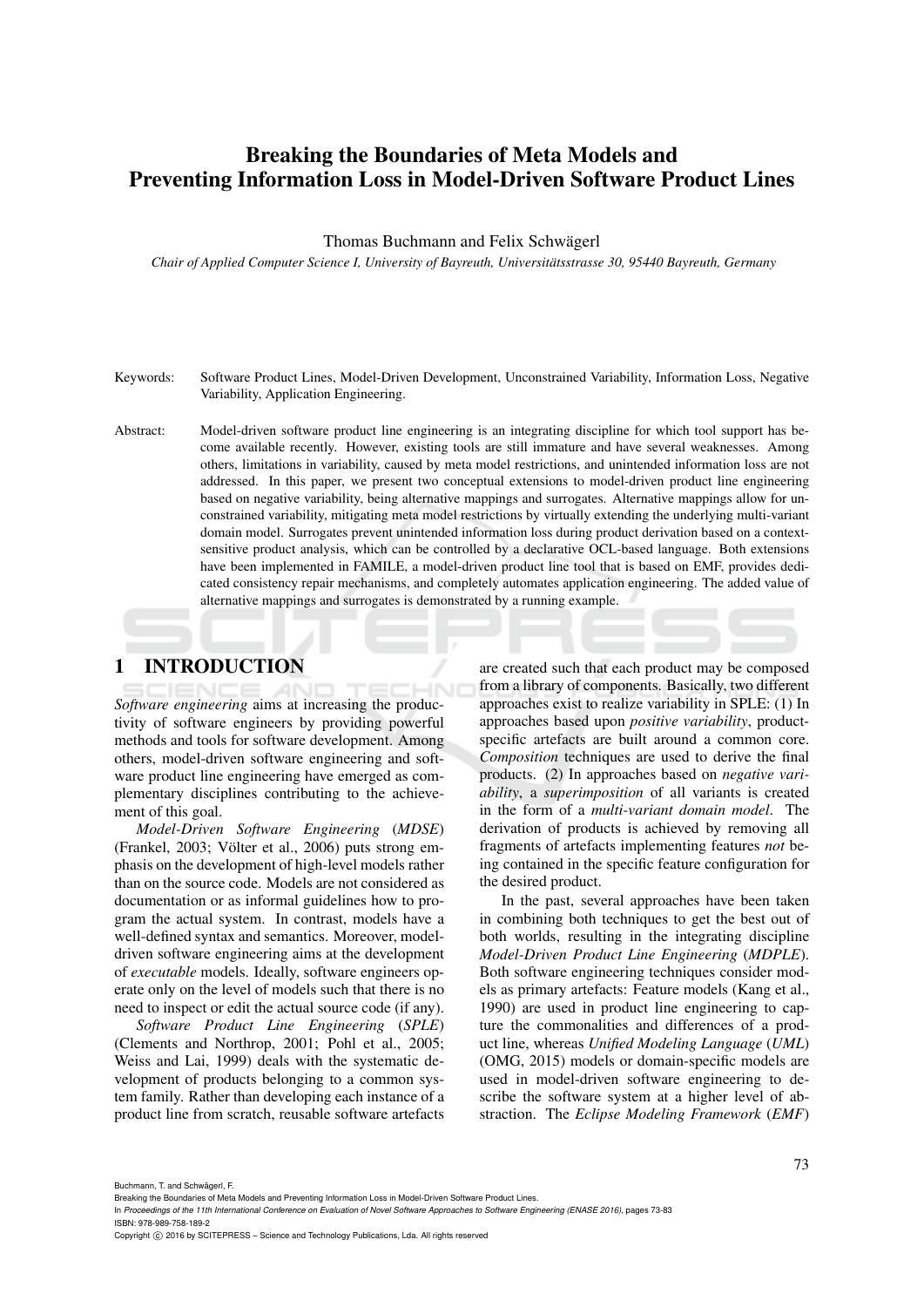# Breaking the Boundaries of Meta Models and Preventing Information Loss in Model-Driven Software Product Lines

Thomas Buchmann and Felix Schwägerl

*Chair of Applied Computer Science I, University of Bayreuth, Universitätsstrasse 30, 95440 Bayreuth, Germany*

Keywords: Software Product Lines, Model-Driven Development, Unconstrained Variability, Information Loss, Negative Variability, Application Engineering.

Abstract: Model-driven software product line engineering is an integrating discipline for which tool support has become available recently. However, existing tools are still immature and have several weaknesses. Among others, limitations in variability, caused by meta model restrictions, and unintended information loss are not addressed. In this paper, we present two conceptual extensions to model-driven product line engineering based on negative variability, being alternative mappings and surrogates. Alternative mappings allow for unconstrained variability, mitigating meta model restrictions by virtually extending the underlying multi-variant domain model. Surrogates prevent unintended information loss during product derivation based on a context-sensitive product analysis, which can be controlled by a declarative OCL-based language. Both extensions have been implemented in FAMILE, a model-driven product line tool that is based on EMF, provides dedicated consistency repair mechanisms, and completely automates application engineering. The added value of alternative mappings and surrogates is demonstrated by a running example.

## 1 INTRODUCTION

*Software engineering* aims at increasing the productivity of software engineers by providing powerful methods and tools for software development. Among others, model-driven software engineering and software product line engineering have emerged as complementary disciplines contributing to the achievement of this goal.

*Model-Driven Software Engineering* (*MDSE*) (Frankel, 2003; Völter et al., 2006) puts strong emphasis on the development of high-level models rather than on the source code. Models are not considered as documentation or as informal guidelines how to program the actual system. In contrast, models have a well-defined syntax and semantics. Moreover, model-driven software engineering aims at the development of *executable* models. Ideally, software engineers operate only on the level of models such that there is no need to inspect or edit the actual source code (if any).

*Software Product Line Engineering* (*SPLE*) (Clements and Northrop, 2001; Pohl et al., 2005; Weiss and Lai, 1999) deals with the systematic development of products belonging to a common system family. Rather than developing each instance of a product line from scratch, reusable software artefacts are created such that each product may be composed from a library of components. Basically, two different approaches exist to realize variability in SPLE: (1) In approaches based upon *positive variability*, product-specific artefacts are built around a common core. *Composition* techniques are used to derive the final products. (2) In approaches based on *negative variability*, a *superimposition* of all variants is created in the form of a *multi-variant domain model*. The derivation of products is achieved by removing all fragments of artefacts implementing features *not* being contained in the specific feature configuration for the desired product.

In the past, several approaches have been taken in combining both techniques to get the best out of both worlds, resulting in the integrating discipline *Model-Driven Product Line Engineering* (*MDPLE*). Both software engineering techniques consider models as primary artefacts: Feature models (Kang et al., 1990) are used in product line engineering to capture the commonalities and differences of a product line, whereas *Unified Modeling Language* (*UML*) (OMG, 2015) models or domain-specific models are used in model-driven software engineering to describe the software system at a higher level of abstraction. The *Eclipse Modeling Framework* (*EMF*)

Buchmann, T. and Schwägerl, F.
Breaking the Boundaries of Meta Models and Preventing Information Loss in Model-Driven Software Product Lines.
In *Proceedings of the 11th International Conference on Evaluation of Novel Software Approaches to Software Engineering (ENASE 2016)*, pages 73-83
ISBN: 978-989-758-189-2
Copyright © 2016 by SCITEPRESS – Science and Technology Publications, Lda. All rights reserved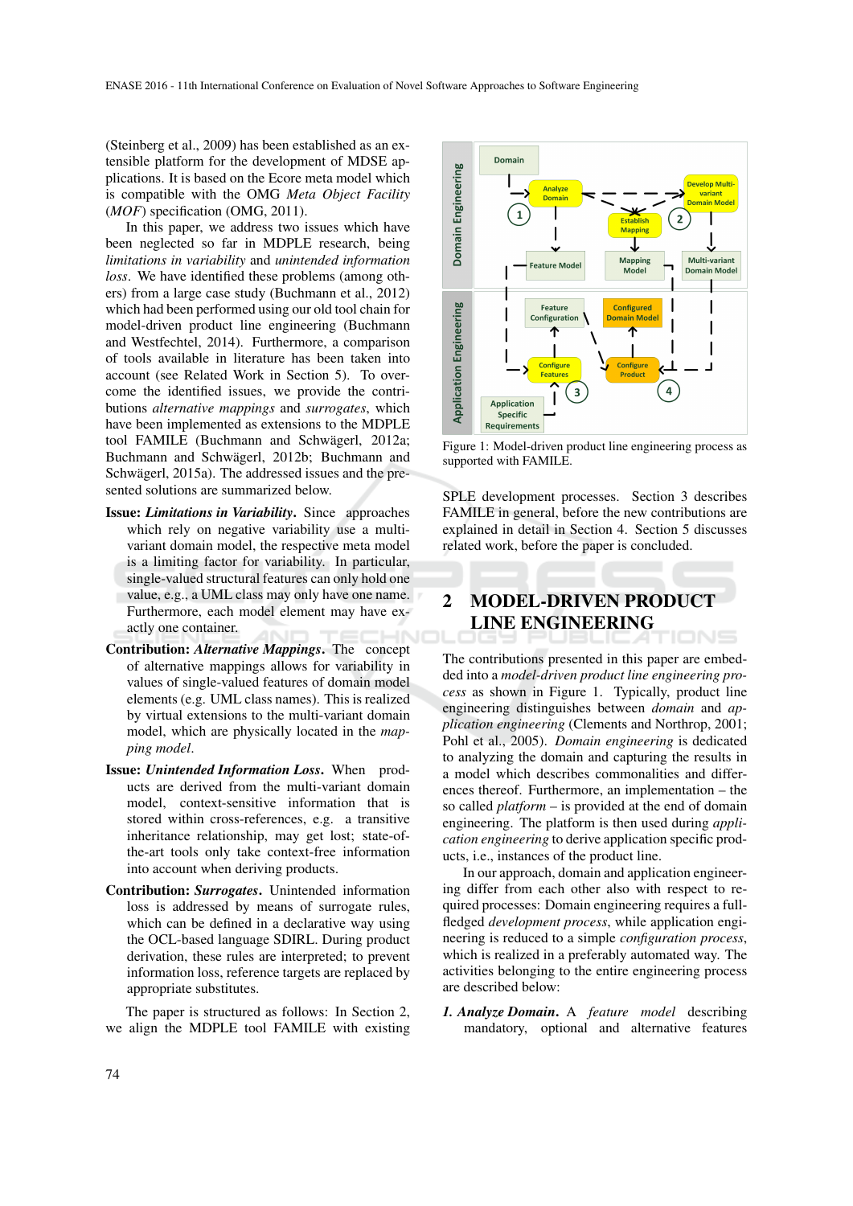(Steinberg et al., 2009) has been established as an extensible platform for the development of MDSE applications. It is based on the Ecore meta model which is compatible with the OMG *Meta Object Facility* (*MOF*) specification (OMG, 2011).

In this paper, we address two issues which have been neglected so far in MDPLE research, being *limitations in variability* and *unintended information loss*. We have identified these problems (among others) from a large case study (Buchmann et al., 2012) which had been performed using our old tool chain for model-driven product line engineering (Buchmann and Westfechtel, 2014). Furthermore, a comparison of tools available in literature has been taken into account (see Related Work in Section 5). To overcome the identified issues, we provide the contributions *alternative mappings* and *surrogates*, which have been implemented as extensions to the MDPLE tool FAMILE (Buchmann and Schwägerl, 2012a; Buchmann and Schwägerl, 2012b; Buchmann and Schwägerl, 2015a). The addressed issues and the presented solutions are summarized below.

**Issue: *Limitations in Variability*.** Since approaches which rely on negative variability use a multi-variant domain model, the respective meta model is a limiting factor for variability. In particular, single-valued structural features can only hold one value, e.g., a UML class may only have one name. Furthermore, each model element may have exactly one container.

**Contribution: *Alternative Mappings*.** The concept of alternative mappings allows for variability in values of single-valued features of domain model elements (e.g. UML class names). This is realized by virtual extensions to the multi-variant domain model, which are physically located in the *mapping model*.

**Issue: *Unintended Information Loss*.** When products are derived from the multi-variant domain model, context-sensitive information that is stored within cross-references, e.g. a transitive inheritance relationship, may get lost; state-of-the-art tools only take context-free information into account when deriving products.

**Contribution: *Surrogates*.** Unintended information loss is addressed by means of surrogate rules, which can be defined in a declarative way using the OCL-based language SDIRL. During product derivation, these rules are interpreted; to prevent information loss, reference targets are replaced by appropriate substitutes.

The paper is structured as follows: In Section 2, we align the MDPLE tool FAMILE with existing SPLE development processes. Section 3 describes FAMILE in general, before the new contributions are explained in detail in Section 4. Section 5 discusses related work, before the paper is concluded.

Figure 1: Model-driven product line engineering process as supported with FAMILE.

## 2 MODEL-DRIVEN PRODUCT LINE ENGINEERING

The contributions presented in this paper are embedded into a *model-driven product line engineering process* as shown in Figure 1. Typically, product line engineering distinguishes between *domain* and *application engineering* (Clements and Northrop, 2001; Pohl et al., 2005). *Domain engineering* is dedicated to analyzing the domain and capturing the results in a model which describes commonalities and differences thereof. Furthermore, an implementation – the so called *platform* – is provided at the end of domain engineering. The platform is then used during *application engineering* to derive application specific products, i.e., instances of the product line.

In our approach, domain and application engineering differ from each other also with respect to required processes: Domain engineering requires a full-fledged *development process*, while application engineering is reduced to a simple *configuration process*, which is realized in a preferably automated way. The activities belonging to the entire engineering process are described below:

***1. Analyze Domain*.** A *feature model* describing mandatory, optional and alternative features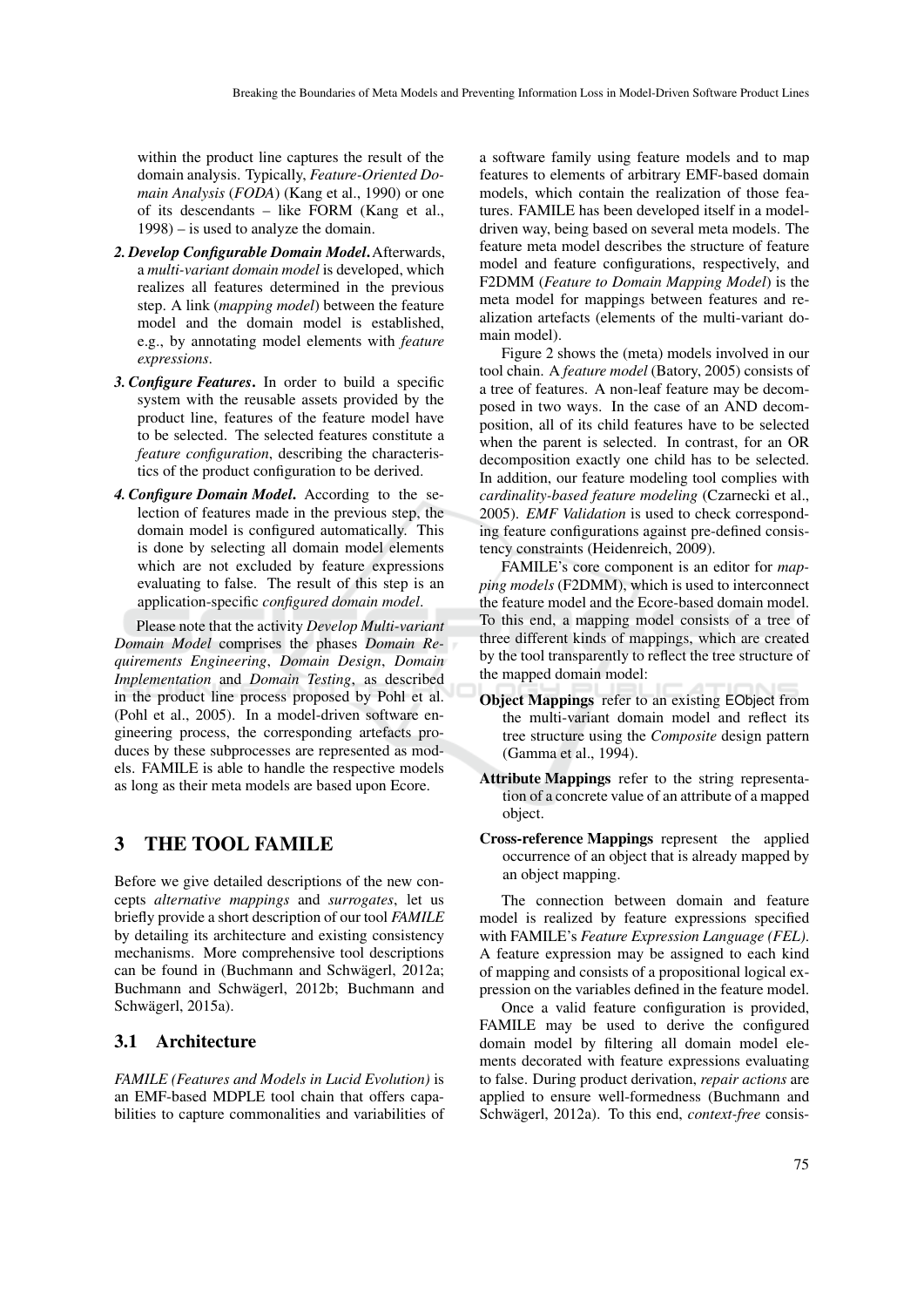within the product line captures the result of the domain analysis. Typically, *Feature-Oriented Domain Analysis* (*FODA*) (Kang et al., 1990) or one of its descendants – like FORM (Kang et al., 1998) – is used to analyze the domain.

***2. Develop Configurable Domain Model.*** Afterwards, a *multi-variant domain model* is developed, which realizes all features determined in the previous step. A link (*mapping model*) between the feature model and the domain model is established, e.g., by annotating model elements with *feature expressions*.

***3. Configure Features.*** In order to build a specific system with the reusable assets provided by the product line, features of the feature model have to be selected. The selected features constitute a *feature configuration*, describing the characteristics of the product configuration to be derived.

***4. Configure Domain Model.*** According to the selection of features made in the previous step, the domain model is configured automatically. This is done by selecting all domain model elements which are not excluded by feature expressions evaluating to false. The result of this step is an application-specific *configured domain model*.

Please note that the activity *Develop Multi-variant Domain Model* comprises the phases *Domain Requirements Engineering*, *Domain Design*, *Domain Implementation* and *Domain Testing*, as described in the product line process proposed by Pohl et al. (Pohl et al., 2005). In a model-driven software engineering process, the corresponding artefacts produces by these subprocesses are represented as models. FAMILE is able to handle the respective models as long as their meta models are based upon Ecore.

## 3 THE TOOL FAMILE

Before we give detailed descriptions of the new concepts *alternative mappings* and *surrogates*, let us briefly provide a short description of our tool *FAMILE* by detailing its architecture and existing consistency mechanisms. More comprehensive tool descriptions can be found in (Buchmann and Schwägerl, 2012a; Buchmann and Schwägerl, 2012b; Buchmann and Schwägerl, 2015a).

### 3.1 Architecture

*FAMILE (Features and Models in Lucid Evolution)* is an EMF-based MDPLE tool chain that offers capabilities to capture commonalities and variabilities of a software family using feature models and to map features to elements of arbitrary EMF-based domain models, which contain the realization of those features. FAMILE has been developed itself in a model-driven way, being based on several meta models. The feature meta model describes the structure of feature model and feature configurations, respectively, and F2DMM (*Feature to Domain Mapping Model*) is the meta model for mappings between features and realization artefacts (elements of the multi-variant domain model).

Figure 2 shows the (meta) models involved in our tool chain. A *feature model* (Batory, 2005) consists of a tree of features. A non-leaf feature may be decomposed in two ways. In the case of an AND decomposition, all of its child features have to be selected when the parent is selected. In contrast, for an OR decomposition exactly one child has to be selected. In addition, our feature modeling tool complies with *cardinality-based feature modeling* (Czarnecki et al., 2005). *EMF Validation* is used to check corresponding feature configurations against pre-defined consistency constraints (Heidenreich, 2009).

FAMILE's core component is an editor for *mapping models* (F2DMM), which is used to interconnect the feature model and the Ecore-based domain model. To this end, a mapping model consists of a tree of three different kinds of mappings, which are created by the tool transparently to reflect the tree structure of the mapped domain model:

**Object Mappings** refer to an existing EObject from the multi-variant domain model and reflect its tree structure using the *Composite* design pattern (Gamma et al., 1994).

**Attribute Mappings** refer to the string representation of a concrete value of an attribute of a mapped object.

**Cross-reference Mappings** represent the applied occurrence of an object that is already mapped by an object mapping.

The connection between domain and feature model is realized by feature expressions specified with FAMILE's *Feature Expression Language (FEL)*. A feature expression may be assigned to each kind of mapping and consists of a propositional logical expression on the variables defined in the feature model.

Once a valid feature configuration is provided, FAMILE may be used to derive the configured domain model by filtering all domain model elements decorated with feature expressions evaluating to false. During product derivation, *repair actions* are applied to ensure well-formedness (Buchmann and Schwägerl, 2012a). To this end, *context-free* consis-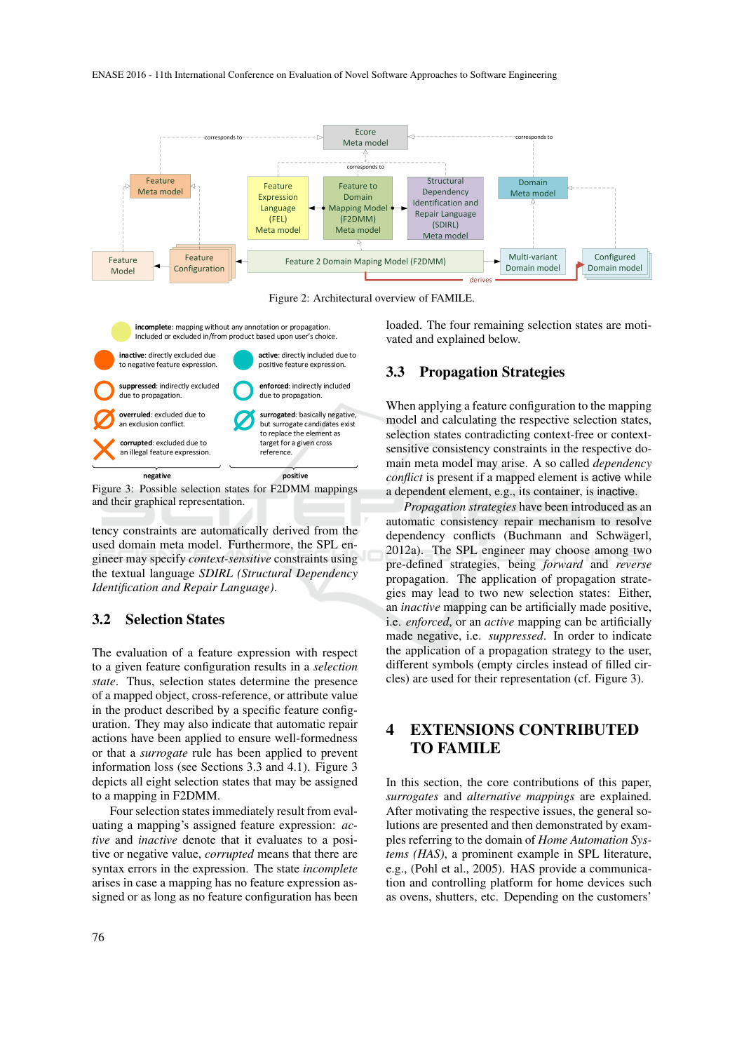Figure 2: Architectural overview of FAMILE.

Figure 3: Possible selection states for F2DMM mappings and their graphical representation.

tency constraints are automatically derived from the used domain meta model. Furthermore, the SPL engineer may specify *context-sensitive* constraints using the textual language *SDIRL (Structural Dependency Identification and Repair Language)*.

## 3.2 Selection States

The evaluation of a feature expression with respect to a given feature configuration results in a *selection state*. Thus, selection states determine the presence of a mapped object, cross-reference, or attribute value in the product described by a specific feature configuration. They may also indicate that automatic repair actions have been applied to ensure well-formedness or that a *surrogate* rule has been applied to prevent information loss (see Sections 3.3 and 4.1). Figure 3 depicts all eight selection states that may be assigned to a mapping in F2DMM.

Four selection states immediately result from evaluating a mapping's assigned feature expression: *active* and *inactive* denote that it evaluates to a positive or negative value, *corrupted* means that there are syntax errors in the expression. The state *incomplete* arises in case a mapping has no feature expression assigned or as long as no feature configuration has been loaded. The four remaining selection states are motivated and explained below.

## 3.3 Propagation Strategies

When applying a feature configuration to the mapping model and calculating the respective selection states, selection states contradicting context-free or context-sensitive consistency constraints in the respective domain meta model may arise. A so called *dependency conflict* is present if a mapped element is active while a dependent element, e.g., its container, is inactive.

*Propagation strategies* have been introduced as an automatic consistency repair mechanism to resolve dependency conflicts (Buchmann and Schwägerl, 2012a). The SPL engineer may choose among two pre-defined strategies, being *forward* and *reverse* propagation. The application of propagation strategies may lead to two new selection states: Either, an *inactive* mapping can be artificially made positive, i.e. *enforced*, or an *active* mapping can be artificially made negative, i.e. *suppressed*. In order to indicate the application of a propagation strategy to the user, different symbols (empty circles instead of filled circles) are used for their representation (cf. Figure 3).

# 4 EXTENSIONS CONTRIBUTED TO FAMILE

In this section, the core contributions of this paper, *surrogates* and *alternative mappings* are explained. After motivating the respective issues, the general solutions are presented and then demonstrated by examples referring to the domain of *Home Automation Systems (HAS)*, a prominent example in SPL literature, e.g., (Pohl et al., 2005). HAS provide a communication and controlling platform for home devices such as ovens, shutters, etc. Depending on the customers'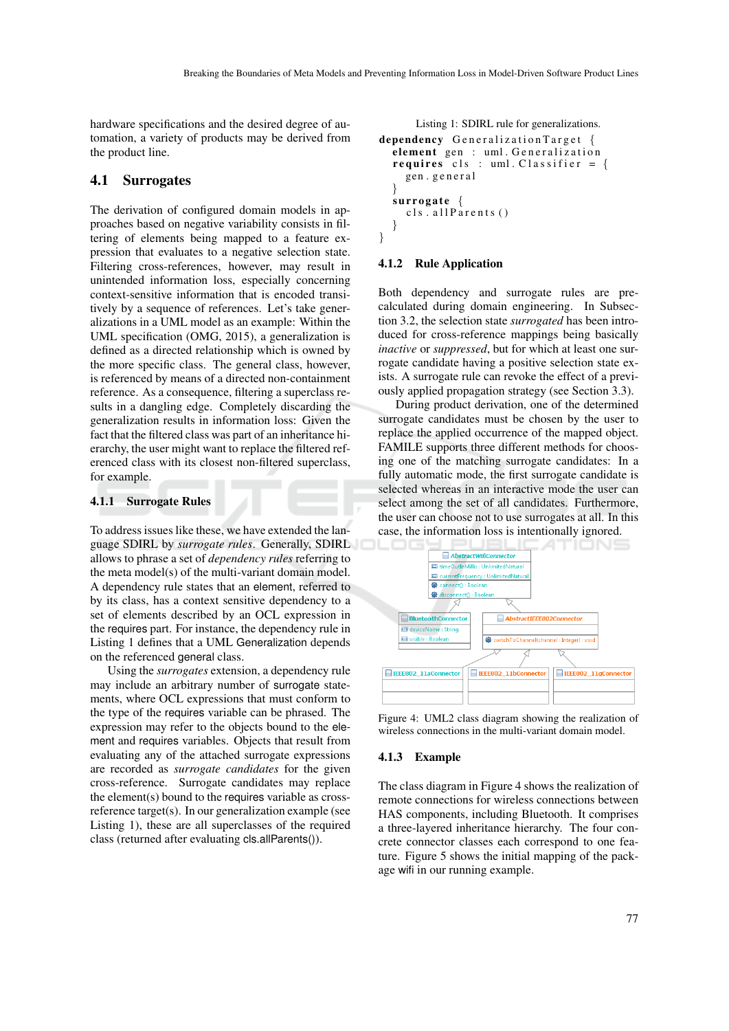hardware specifications and the desired degree of automation, a variety of products may be derived from the product line.

## 4.1 Surrogates

The derivation of configured domain models in approaches based on negative variability consists in filtering of elements being mapped to a feature expression that evaluates to a negative selection state. Filtering cross-references, however, may result in unintended information loss, especially concerning context-sensitive information that is encoded transitively by a sequence of references. Let's take generalizations in a UML model as an example: Within the UML specification (OMG, 2015), a generalization is defined as a directed relationship which is owned by the more specific class. The general class, however, is referenced by means of a directed non-containment reference. As a consequence, filtering a superclass results in a dangling edge. Completely discarding the generalization results in information loss: Given the fact that the filtered class was part of an inheritance hierarchy, the user might want to replace the filtered referenced class with its closest non-filtered superclass, for example.

### 4.1.1 Surrogate Rules

To address issues like these, we have extended the language SDIRL by *surrogate rules*. Generally, SDIRL allows to phrase a set of *dependency rules* referring to the meta model(s) of the multi-variant domain model. A dependency rule states that an element, referred to by its class, has a context sensitive dependency to a set of elements described by an OCL expression in the requires part. For instance, the dependency rule in Listing 1 defines that a UML Generalization depends on the referenced general class.

Using the *surrogates* extension, a dependency rule may include an arbitrary number of surrogate statements, where OCL expressions that must conform to the type of the requires variable can be phrased. The expression may refer to the objects bound to the element and requires variables. Objects that result from evaluating any of the attached surrogate expressions are recorded as *surrogate candidates* for the given cross-reference. Surrogate candidates may replace the element(s) bound to the requires variable as cross-reference target(s). In our generalization example (see Listing 1), these are all superclasses of the required class (returned after evaluating cls.allParents()).

Listing 1: SDIRL rule for generalizations.

```
dependency GeneralizationTarget {
  element gen : uml.Generalization
  requires cls : uml.Classifier = {
    gen.general
  }
  surrogate {
    cls.allParents()
  }
}
```

### 4.1.2 Rule Application

Both dependency and surrogate rules are pre-calculated during domain engineering. In Subsection 3.2, the selection state *surrogated* has been introduced for cross-reference mappings being basically *inactive* or *suppressed*, but for which at least one surrogate candidate having a positive selection state exists. A surrogate rule can revoke the effect of a previously applied propagation strategy (see Section 3.3).

During product derivation, one of the determined surrogate candidates must be chosen by the user to replace the applied occurrence of the mapped object. FAMILE supports three different methods for choosing one of the matching surrogate candidates: In a fully automatic mode, the first surrogate candidate is selected whereas in an interactive mode the user can select among the set of all candidates. Furthermore, the user can choose not to use surrogates at all. In this case, the information loss is intentionally ignored.

Figure 4: UML2 class diagram showing the realization of wireless connections in the multi-variant domain model.

### 4.1.3 Example

The class diagram in Figure 4 shows the realization of remote connections for wireless connections between HAS components, including Bluetooth. It comprises a three-layered inheritance hierarchy. The four concrete connector classes each correspond to one feature. Figure 5 shows the initial mapping of the package wifi in our running example.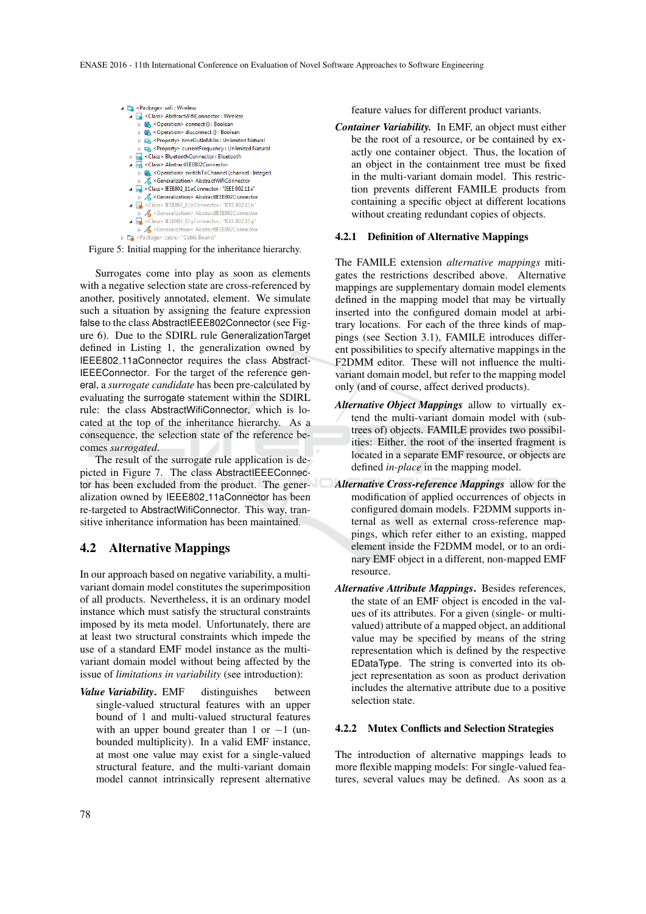- <Package> wifi : Wireless
  - <Class> AbstractWifiConnector : Wireless
    - <Operation> connect () : Boolean
    - <Operation> disconnect () : Boolean
    - <Property> timeOutInMillis : Unlimited Natural
    - <Property> currentFrequency : Unlimited Natural
  - <Class> BluetoothConnector : Bluetooth
  - <Class> AbstractIEEE802Connector
    - <Operation> switchToChannel (channel : Integer)
    - <Generalization> AbstractWifiConnector
  - <Class> IEEE802_11aConnector : "IEEE 802.11a"
    - <Generalization> AbstractIEEE802Connector
  - <Class> IEEE802_11bConnector : "IEEE 802.11b"
    - <Generalization> AbstractIEEE802Connector
  - <Class> IEEE802_11gConnector : "IEEE 802.11g"
    - <Generalization> AbstractIEEE802Connector
- <Package> cable : "Cable Bound"

Figure 5: Initial mapping for the inheritance hierarchy.

Surrogates come into play as soon as elements with a negative selection state are cross-referenced by another, positively annotated, element. We simulate such a situation by assigning the feature expression false to the class AbstractIEEE802Connector (see Figure 6). Due to the SDIRL rule GeneralizationTarget defined in Listing 1, the generalization owned by IEEE802_11aConnector requires the class AbstractIEEEConnector. For the target of the reference general, a *surrogate candidate* has been pre-calculated by evaluating the surrogate statement within the SDIRL rule: the class AbstractWifiConnector, which is located at the top of the inheritance hierarchy. As a consequence, the selection state of the reference becomes *surrogated*.

The result of the surrogate rule application is depicted in Figure 7. The class AbstractIEEEConnector has been excluded from the product. The generalization owned by IEEE802_11aConnector has been re-targeted to AbstractWifiConnector. This way, transitive inheritance information has been maintained.

## 4.2 Alternative Mappings

In our approach based on negative variability, a multi-variant domain model constitutes the superimposition of all products. Nevertheless, it is an ordinary model instance which must satisfy the structural constraints imposed by its meta model. Unfortunately, there are at least two structural constraints which impede the use of a standard EMF model instance as the multi-variant domain model without being affected by the issue of *limitations in variability* (see introduction):

***Value Variability*.** EMF distinguishes between single-valued structural features with an upper bound of 1 and multi-valued structural features with an upper bound greater than 1 or $-1$ (unbounded multiplicity). In a valid EMF instance, at most one value may exist for a single-valued structural feature, and the multi-variant domain model cannot intrinsically represent alternative feature values for different product variants.

***Container Variability.*** In EMF, an object must either be the root of a resource, or be contained by exactly one container object. Thus, the location of an object in the containment tree must be fixed in the multi-variant domain model. This restriction prevents different FAMILE products from containing a specific object at different locations without creating redundant copies of objects.

### 4.2.1 Definition of Alternative Mappings

The FAMILE extension *alternative mappings* mitigates the restrictions described above. Alternative mappings are supplementary domain model elements defined in the mapping model that may be virtually inserted into the configured domain model at arbitrary locations. For each of the three kinds of mappings (see Section 3.1), FAMILE introduces different possibilities to specify alternative mappings in the F2DMM editor. These will not influence the multi-variant domain model, but refer to the mapping model only (and of course, affect derived products).

***Alternative Object Mappings*** allow to virtually extend the multi-variant domain model with (sub-trees of) objects. FAMILE provides two possibilities: Either, the root of the inserted fragment is located in a separate EMF resource, or objects are defined *in-place* in the mapping model.

***Alternative Cross-reference Mappings*** allow for the modification of applied occurrences of objects in configured domain models. F2DMM supports internal as well as external cross-reference mappings, which refer either to an existing, mapped element inside the F2DMM model, or to an ordinary EMF object in a different, non-mapped EMF resource.

***Alternative Attribute Mappings*.** Besides references, the state of an EMF object is encoded in the values of its attributes. For a given (single- or multi-valued) attribute of a mapped object, an additional value may be specified by means of the string representation which is defined by the respective EDataType. The string is converted into its object representation as soon as product derivation includes the alternative attribute due to a positive selection state.

### 4.2.2 Mutex Conflicts and Selection Strategies

The introduction of alternative mappings leads to more flexible mapping models: For single-valued features, several values may be defined. As soon as a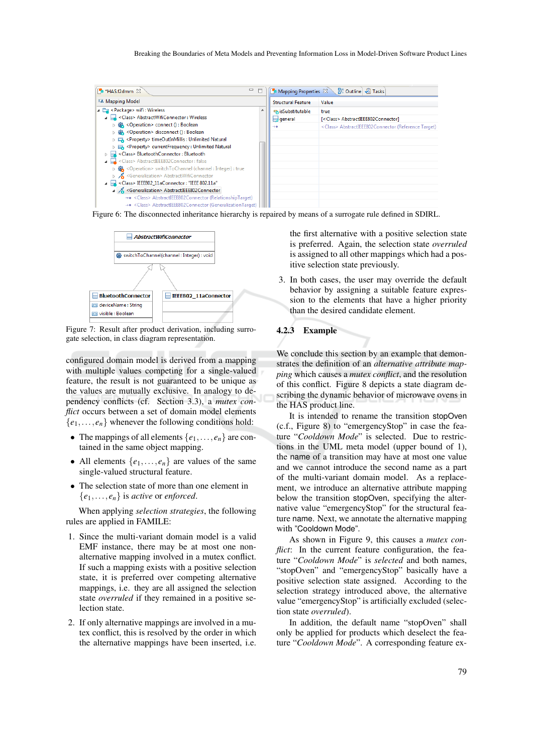Figure 6: The disconnected inheritance hierarchy is repaired by means of a surrogate rule defined in SDIRL.

Figure 7: Result after product derivation, including surrogate selection, in class diagram representation.

configured domain model is derived from a mapping with multiple values competing for a single-valued feature, the result is not guaranteed to be unique as the values are mutually exclusive. In analogy to dependency conflicts (cf. Section 3.3), a *mutex conflict* occurs between a set of domain model elements $\{e_1, \ldots, e_n\}$ whenever the following conditions hold:

- The mappings of all elements $\{e_1, \ldots, e_n\}$ are contained in the same object mapping.
- All elements $\{e_1, \ldots, e_n\}$ are values of the same single-valued structural feature.
- The selection state of more than one element in $\{e_1, \ldots, e_n\}$ is *active* or *enforced*.

When applying *selection strategies*, the following rules are applied in FAMILE:

1. Since the multi-variant domain model is a valid EMF instance, there may be at most one non-alternative mapping involved in a mutex conflict. If such a mapping exists with a positive selection state, it is preferred over competing alternative mappings, i.e. they are all assigned the selection state *overruled* if they remained in a positive selection state.
2. If only alternative mappings are involved in a mutex conflict, this is resolved by the order in which the alternative mappings have been inserted, i.e. the first alternative with a positive selection state is preferred. Again, the selection state *overruled* is assigned to all other mappings which had a positive selection state previously.
3. In both cases, the user may override the default behavior by assigning a suitable feature expression to the elements that have a higher priority than the desired candidate element.

### 4.2.3 Example

We conclude this section by an example that demonstrates the definition of an *alternative attribute mapping* which causes a *mutex conflict*, and the resolution of this conflict. Figure 8 depicts a state diagram describing the dynamic behavior of microwave ovens in the HAS product line.

It is intended to rename the transition stopOven (c.f., Figure 8) to "emergencyStop" in case the feature "*Cooldown Mode*" is selected. Due to restrictions in the UML meta model (upper bound of 1), the name of a transition may have at most one value and we cannot introduce the second name as a part of the multi-variant domain model. As a replacement, we introduce an alternative attribute mapping below the transition stopOven, specifying the alternative value "emergencyStop" for the structural feature name. Next, we annotate the alternative mapping with "Cooldown Mode".

As shown in Figure 9, this causes a *mutex conflict*: In the current feature configuration, the feature "*Cooldown Mode*" is *selected* and both names, "stopOven" and "emergencyStop" basically have a positive selection state assigned. According to the selection strategy introduced above, the alternative value "emergencyStop" is artificially excluded (selection state *overruled*).

In addition, the default name "stopOven" shall only be applied for products which deselect the feature "*Cooldown Mode*". A corresponding feature ex-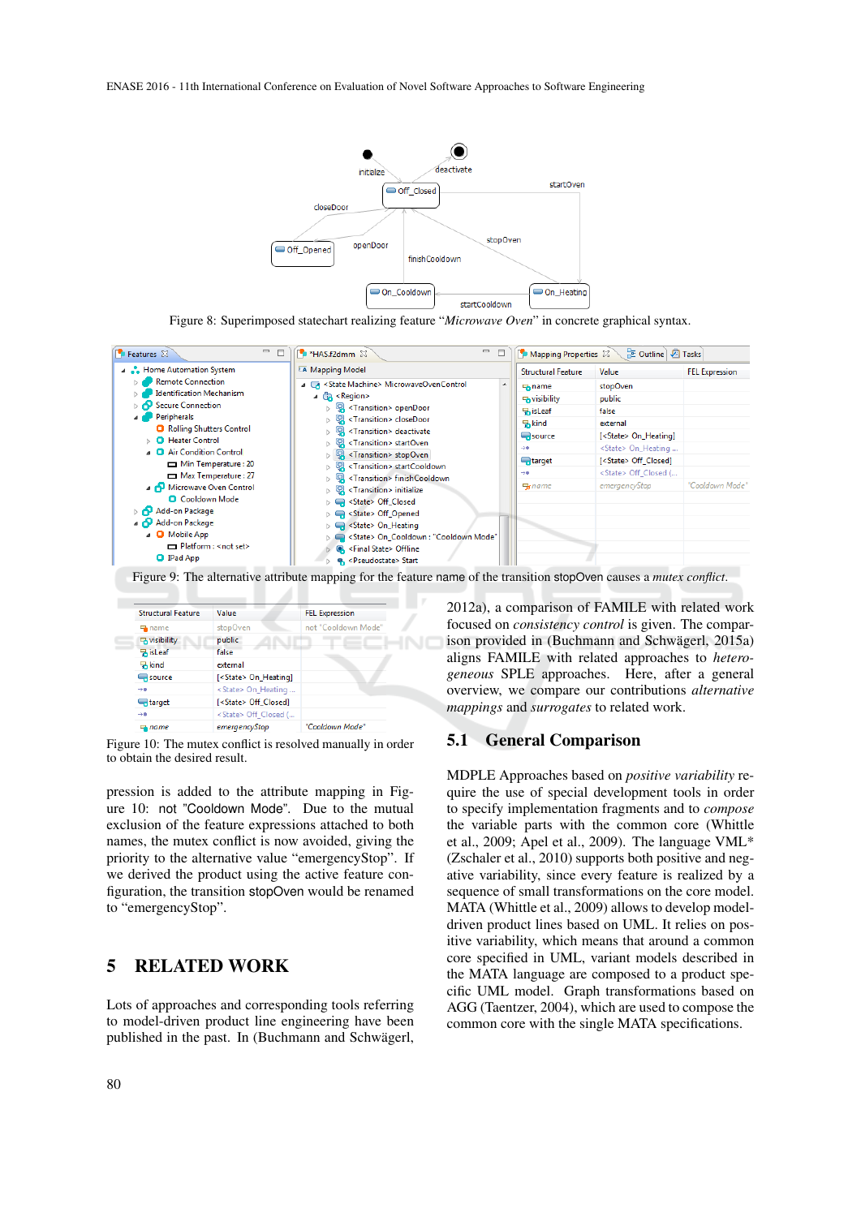Figure 8: Superimposed statechart realizing feature "*Microwave Oven*" in concrete graphical syntax.

Figure 9: The alternative attribute mapping for the feature name of the transition stopOven causes a *mutex conflict*.

| Structural Feature | Value | FEL Expression |
|---|---|---|
| name | stopOven | not "Cooldown Mode" |
| visibility | public | |
| isLeaf | false | |
| kind | external | |
| source | [<State> On_Heating] | |
| | <State> On_Heating ... | |
| target | [<State> Off_Closed] | |
| | <State> Off_Closed (... | |
| name | emergencyStop | "Cooldown Mode" |

Figure 10: The mutex conflict is resolved manually in order to obtain the desired result.

pression is added to the attribute mapping in Figure 10: not "Cooldown Mode". Due to the mutual exclusion of the feature expressions attached to both names, the mutex conflict is now avoided, giving the priority to the alternative value "emergencyStop". If we derived the product using the active feature configuration, the transition stopOven would be renamed to "emergencyStop".

# 5 RELATED WORK

Lots of approaches and corresponding tools referring to model-driven product line engineering have been published in the past. In (Buchmann and Schwägerl, 2012a), a comparison of FAMILE with related work focused on *consistency control* is given. The comparison provided in (Buchmann and Schwägerl, 2015a) aligns FAMILE with related approaches to *heterogeneous* SPLE approaches. Here, after a general overview, we compare our contributions *alternative mappings* and *surrogates* to related work.

## 5.1 General Comparison

MDPLE Approaches based on *positive variability* require the use of special development tools in order to specify implementation fragments and to *compose* the variable parts with the common core (Whittle et al., 2009; Apel et al., 2009). The language VML* (Zschaler et al., 2010) supports both positive and negative variability, since every feature is realized by a sequence of small transformations on the core model. MATA (Whittle et al., 2009) allows to develop model-driven product lines based on UML. It relies on positive variability, which means that around a common core specified in UML, variant models described in the MATA language are composed to a product specific UML model. Graph transformations based on AGG (Taentzer, 2004), which are used to compose the common core with the single MATA specifications.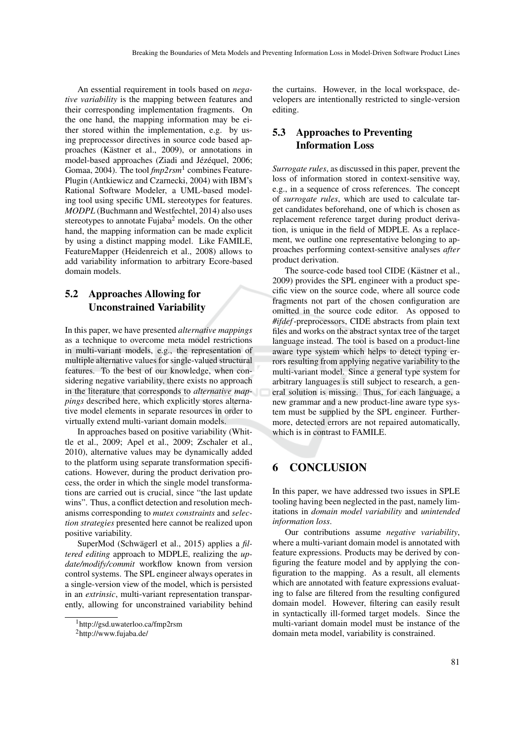An essential requirement in tools based on *negative variability* is the mapping between features and their corresponding implementation fragments. On the one hand, the mapping information may be either stored within the implementation, e.g. by using preprocessor directives in source code based approaches (Kästner et al., 2009), or annotations in model-based approaches (Ziadi and Jézéquel, 2006; Gomaa, 2004). The tool *fmp2rsm*[1] combines Feature-Plugin (Antkiewicz and Czarnecki, 2004) with IBM's Rational Software Modeler, a UML-based modeling tool using specific UML stereotypes for features. *MODPL* (Buchmann and Westfechtel, 2014) also uses stereotypes to annotate Fujaba[2] models. On the other hand, the mapping information can be made explicit by using a distinct mapping model. Like FAMILE, FeatureMapper (Heidenreich et al., 2008) allows to add variability information to arbitrary Ecore-based domain models.

## 5.2 Approaches Allowing for Unconstrained Variability

In this paper, we have presented *alternative mappings* as a technique to overcome meta model restrictions in multi-variant models, e.g., the representation of multiple alternative values for single-valued structural features. To the best of our knowledge, when considering negative variability, there exists no approach in the literature that corresponds to *alternative mappings* described here, which explicitly stores alternative model elements in separate resources in order to virtually extend multi-variant domain models.

In approaches based on positive variability (Whittle et al., 2009; Apel et al., 2009; Zschaler et al., 2010), alternative values may be dynamically added to the platform using separate transformation specifications. However, during the product derivation process, the order in which the single model transformations are carried out is crucial, since "the last update wins". Thus, a conflict detection and resolution mechanisms corresponding to *mutex constraints* and *selection strategies* presented here cannot be realized upon positive variability.

SuperMod (Schwägerl et al., 2015) applies a *filtered editing* approach to MDPLE, realizing the *update/modify/commit* workflow known from version control systems. The SPL engineer always operates in a single-version view of the model, which is persisted in an *extrinsic*, multi-variant representation transparently, allowing for unconstrained variability behind the curtains. However, in the local workspace, developers are intentionally restricted to single-version editing.

## 5.3 Approaches to Preventing Information Loss

*Surrogate rules*, as discussed in this paper, prevent the loss of information stored in context-sensitive way, e.g., in a sequence of cross references. The concept of *surrogate rules*, which are used to calculate target candidates beforehand, one of which is chosen as replacement reference target during product derivation, is unique in the field of MDPLE. As a replacement, we outline one representative belonging to approaches performing context-sensitive analyses *after* product derivation.

The source-code based tool CIDE (Kästner et al., 2009) provides the SPL engineer with a product specific view on the source code, where all source code fragments not part of the chosen configuration are omitted in the source code editor. As opposed to *#ifdef*-preprocessors, CIDE abstracts from plain text files and works on the abstract syntax tree of the target language instead. The tool is based on a product-line aware type system which helps to detect typing errors resulting from applying negative variability to the multi-variant model. Since a general type system for arbitrary languages is still subject to research, a general solution is missing. Thus, for each language, a new grammar and a new product-line aware type system must be supplied by the SPL engineer. Furthermore, detected errors are not repaired automatically, which is in contrast to FAMILE.

# 6 CONCLUSION

In this paper, we have addressed two issues in SPLE tooling having been neglected in the past, namely limitations in *domain model variability* and *unintended information loss*.

Our contributions assume *negative variability*, where a multi-variant domain model is annotated with feature expressions. Products may be derived by configuring the feature model and by applying the configuration to the mapping. As a result, all elements which are annotated with feature expressions evaluating to false are filtered from the resulting configured domain model. However, filtering can easily result in syntactically ill-formed target models. Since the multi-variant domain model must be instance of the domain meta model, variability is constrained.

[1] http://gsd.uwaterloo.ca/fmp2rsm

[2] http://www.fujaba.de/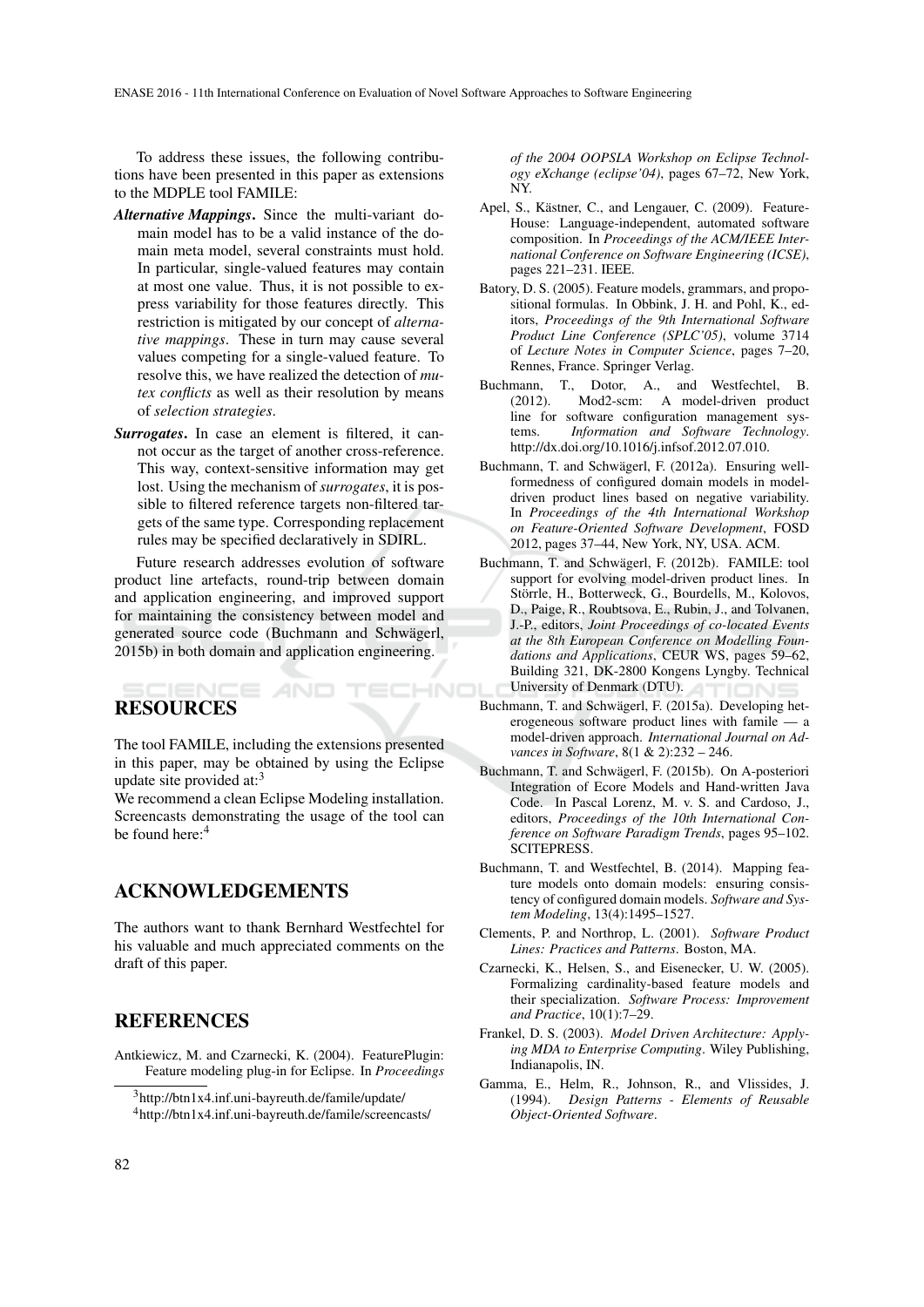To address these issues, the following contributions have been presented in this paper as extensions to the MDPLE tool FAMILE:

***Alternative Mappings***. Since the multi-variant domain model has to be a valid instance of the domain meta model, several constraints must hold. In particular, single-valued features may contain at most one value. Thus, it is not possible to express variability for those features directly. This restriction is mitigated by our concept of *alternative mappings*. These in turn may cause several values competing for a single-valued feature. To resolve this, we have realized the detection of *mutex conflicts* as well as their resolution by means of *selection strategies*.

***Surrogates***. In case an element is filtered, it cannot occur as the target of another cross-reference. This way, context-sensitive information may get lost. Using the mechanism of *surrogates*, it is possible to filtered reference targets non-filtered targets of the same type. Corresponding replacement rules may be specified declaratively in SDIRL.

Future research addresses evolution of software product line artefacts, round-trip between domain and application engineering, and improved support for maintaining the consistency between model and generated source code (Buchmann and Schwägerl, 2015b) in both domain and application engineering.

## RESOURCES

The tool FAMILE, including the extensions presented in this paper, may be obtained by using the Eclipse update site provided at:[3]
We recommend a clean Eclipse Modeling installation. Screencasts demonstrating the usage of the tool can be found here:[4]

## ACKNOWLEDGEMENTS

The authors want to thank Bernhard Westfechtel for his valuable and much appreciated comments on the draft of this paper.

## REFERENCES

Antkiewicz, M. and Czarnecki, K. (2004). FeaturePlugin: Feature modeling plug-in for Eclipse. In *Proceedings of the 2004 OOPSLA Workshop on Eclipse Technology eXchange (eclipse'04)*, pages 67–72, New York, NY.

Apel, S., Kästner, C., and Lengauer, C. (2009). FeatureHouse: Language-independent, automated software composition. In *Proceedings of the ACM/IEEE International Conference on Software Engineering (ICSE)*, pages 221–231. IEEE.

Batory, D. S. (2005). Feature models, grammars, and propositional formulas. In Obbink, J. H. and Pohl, K., editors, *Proceedings of the 9th International Software Product Line Conference (SPLC'05)*, volume 3714 of *Lecture Notes in Computer Science*, pages 7–20, Rennes, France. Springer Verlag.

Buchmann, T., Dotor, A., and Westfechtel, B. (2012). Mod2-scm: A model-driven product line for software configuration management systems. *Information and Software Technology*. http://dx.doi.org/10.1016/j.infsof.2012.07.010.

Buchmann, T. and Schwägerl, F. (2012a). Ensuring well-formedness of configured domain models in model-driven product lines based on negative variability. In *Proceedings of the 4th International Workshop on Feature-Oriented Software Development*, FOSD 2012, pages 37–44, New York, NY, USA. ACM.

Buchmann, T. and Schwägerl, F. (2012b). FAMILE: tool support for evolving model-driven product lines. In Störrle, H., Botterweck, G., Bourdells, M., Kolovos, D., Paige, R., Roubtsova, E., Rubin, J., and Tolvanen, J.-P., editors, *Joint Proceedings of co-located Events at the 8th European Conference on Modelling Foundations and Applications*, CEUR WS, pages 59–62, Building 321, DK-2800 Kongens Lyngby. Technical University of Denmark (DTU).

Buchmann, T. and Schwägerl, F. (2015a). Developing heterogeneous software product lines with famile — a model-driven approach. *International Journal on Advances in Software*, 8(1 & 2):232 – 246.

Buchmann, T. and Schwägerl, F. (2015b). On A-posteriori Integration of Ecore Models and Hand-written Java Code. In Pascal Lorenz, M. v. S. and Cardoso, J., editors, *Proceedings of the 10th International Conference on Software Paradigm Trends*, pages 95–102. SCITEPRESS.

Buchmann, T. and Westfechtel, B. (2014). Mapping feature models onto domain models: ensuring consistency of configured domain models. *Software and System Modeling*, 13(4):1495–1527.

Clements, P. and Northrop, L. (2001). *Software Product Lines: Practices and Patterns*. Boston, MA.

Czarnecki, K., Helsen, S., and Eisenecker, U. W. (2005). Formalizing cardinality-based feature models and their specialization. *Software Process: Improvement and Practice*, 10(1):7–29.

Frankel, D. S. (2003). *Model Driven Architecture: Applying MDA to Enterprise Computing*. Wiley Publishing, Indianapolis, IN.

Gamma, E., Helm, R., Johnson, R., and Vlissides, J. (1994). *Design Patterns - Elements of Reusable Object-Oriented Software*.

[3] http://btn1x4.inf.uni-bayreuth.de/famile/update/

[4] http://btn1x4.inf.uni-bayreuth.de/famile/screencasts/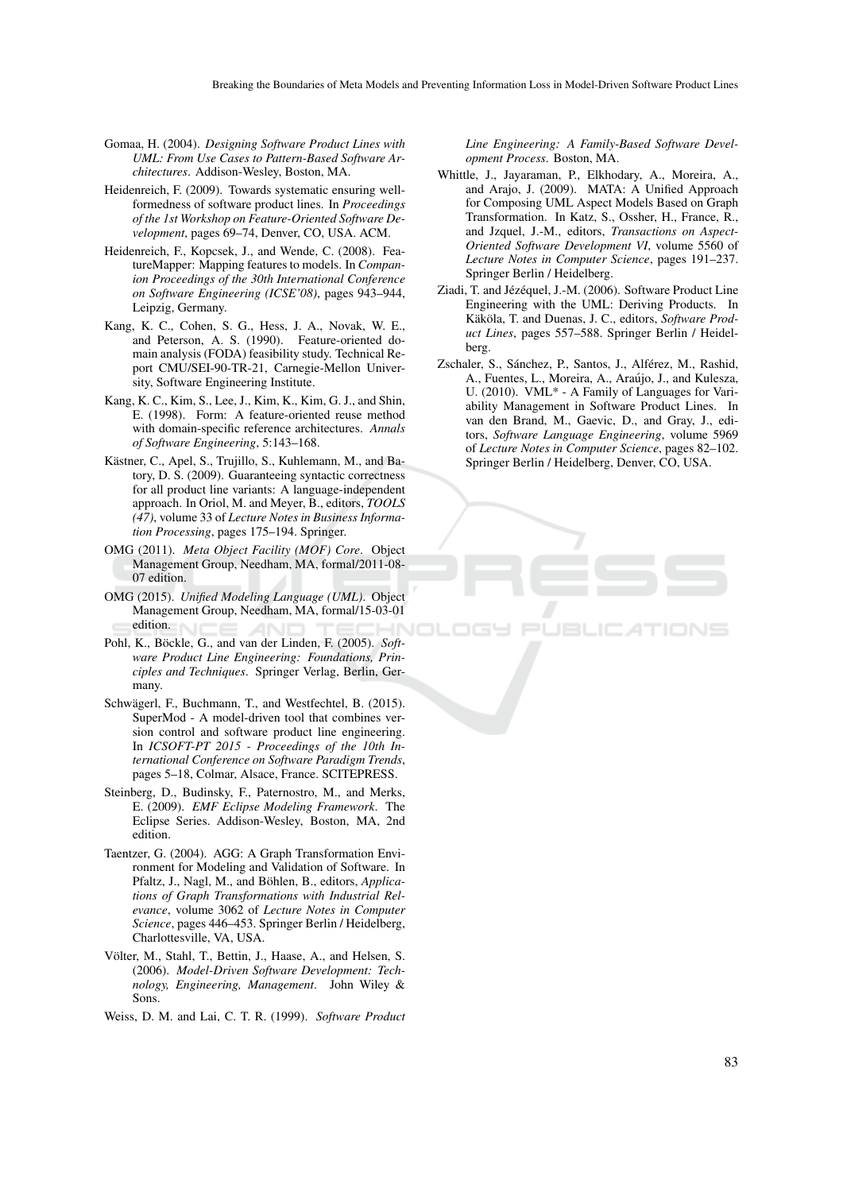Gomaa, H. (2004). *Designing Software Product Lines with UML: From Use Cases to Pattern-Based Software Architectures*. Addison-Wesley, Boston, MA.

Heidenreich, F. (2009). Towards systematic ensuring well-formedness of software product lines. In *Proceedings of the 1st Workshop on Feature-Oriented Software Development*, pages 69–74, Denver, CO, USA. ACM.

Heidenreich, F., Kopcsek, J., and Wende, C. (2008). FeatureMapper: Mapping features to models. In *Companion Proceedings of the 30th International Conference on Software Engineering (ICSE'08)*, pages 943–944, Leipzig, Germany.

Kang, K. C., Cohen, S. G., Hess, J. A., Novak, W. E., and Peterson, A. S. (1990). Feature-oriented domain analysis (FODA) feasibility study. Technical Report CMU/SEI-90-TR-21, Carnegie-Mellon University, Software Engineering Institute.

Kang, K. C., Kim, S., Lee, J., Kim, K., Kim, G. J., and Shin, E. (1998). Form: A feature-oriented reuse method with domain-specific reference architectures. *Annals of Software Engineering*, 5:143–168.

Kästner, C., Apel, S., Trujillo, S., Kuhlemann, M., and Batory, D. S. (2009). Guaranteeing syntactic correctness for all product line variants: A language-independent approach. In Oriol, M. and Meyer, B., editors, *TOOLS (47)*, volume 33 of *Lecture Notes in Business Information Processing*, pages 175–194. Springer.

OMG (2011). *Meta Object Facility (MOF) Core*. Object Management Group, Needham, MA, formal/2011-08-07 edition.

OMG (2015). *Unified Modeling Language (UML)*. Object Management Group, Needham, MA, formal/15-03-01 edition.

Pohl, K., Böckle, G., and van der Linden, F. (2005). *Software Product Line Engineering: Foundations, Principles and Techniques*. Springer Verlag, Berlin, Germany.

Schwägerl, F., Buchmann, T., and Westfechtel, B. (2015). SuperMod - A model-driven tool that combines version control and software product line engineering. In *ICSOFT-PT 2015 - Proceedings of the 10th International Conference on Software Paradigm Trends*, pages 5–18, Colmar, Alsace, France. SCITEPRESS.

Steinberg, D., Budinsky, F., Paternostro, M., and Merks, E. (2009). *EMF Eclipse Modeling Framework*. The Eclipse Series. Addison-Wesley, Boston, MA, 2nd edition.

Taentzer, G. (2004). AGG: A Graph Transformation Environment for Modeling and Validation of Software. In Pfaltz, J., Nagl, M., and Böhlen, B., editors, *Applications of Graph Transformations with Industrial Relevance*, volume 3062 of *Lecture Notes in Computer Science*, pages 446–453. Springer Berlin / Heidelberg, Charlottesville, VA, USA.

Völter, M., Stahl, T., Bettin, J., Haase, A., and Helsen, S. (2006). *Model-Driven Software Development: Technology, Engineering, Management*. John Wiley & Sons.

Weiss, D. M. and Lai, C. T. R. (1999). *Software Product Line Engineering: A Family-Based Software Development Process*. Boston, MA.

Whittle, J., Jayaraman, P., Elkhodary, A., Moreira, A., and Arajo, J. (2009). MATA: A Unified Approach for Composing UML Aspect Models Based on Graph Transformation. In Katz, S., Ossher, H., France, R., and Jzquel, J.-M., editors, *Transactions on Aspect-Oriented Software Development VI*, volume 5560 of *Lecture Notes in Computer Science*, pages 191–237. Springer Berlin / Heidelberg.

Ziadi, T. and Jézéquel, J.-M. (2006). Software Product Line Engineering with the UML: Deriving Products. In Käköla, T. and Duenas, J. C., editors, *Software Product Lines*, pages 557–588. Springer Berlin / Heidelberg.

Zschaler, S., Sánchez, P., Santos, J., Alférez, M., Rashid, A., Fuentes, L., Moreira, A., Araújo, J., and Kulesza, U. (2010). VML* - A Family of Languages for Variability Management in Software Product Lines. In van den Brand, M., Gaevic, D., and Gray, J., editors, *Software Language Engineering*, volume 5969 of *Lecture Notes in Computer Science*, pages 82–102. Springer Berlin / Heidelberg, Denver, CO, USA.